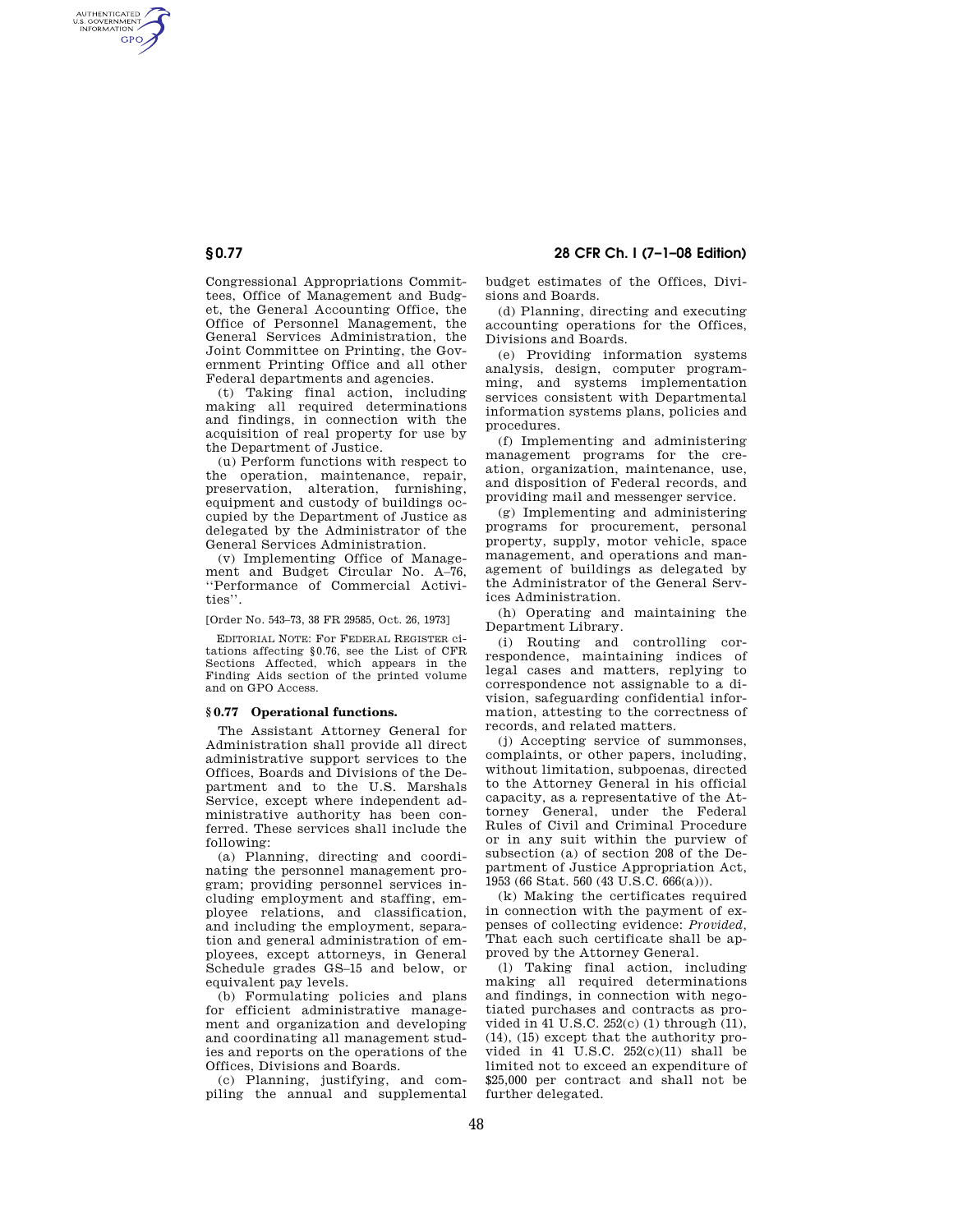Congressional Appropriations Committees, Office of Management and Budget, the General Accounting Office, the Office of Personnel Management, the General Services Administration, the Joint Committee on Printing, the Government Printing Office and all other Federal departments and agencies.

(t) Taking final action, including making all required determinations and findings, in connection with the acquisition of real property for use by the Department of Justice.

(u) Perform functions with respect to the operation, maintenance, repair, preservation, alteration, furnishing, equipment and custody of buildings occupied by the Department of Justice as delegated by the Administrator of the General Services Administration.

(v) Implementing Office of Management and Budget Circular No. A–76, ''Performance of Commercial Activities''.

[Order No. 543–73, 38 FR 29585, Oct. 26, 1973]

EDITORIAL NOTE: For FEDERAL REGISTER citations affecting §0.76, see the List of CFR Sections Affected, which appears in the Finding Aids section of the printed volume and on GPO Access.

### § 0.77 Operational functions.

The Assistant Attorney General for Administration shall provide all direct administrative support services to the Offices, Boards and Divisions of the Department and to the U.S. Marshals Service, except where independent administrative authority has been conferred. These services shall include the following:

(a) Planning, directing and coordinating the personnel management program; providing personnel services including employment and staffing, employee relations, and classification, and including the employment, separation and general administration of employees, except attorneys, in General Schedule grades GS–15 and below, or equivalent pay levels.

(b) Formulating policies and plans for efficient administrative management and organization and developing and coordinating all management studies and reports on the operations of the Offices, Divisions and Boards.

(c) Planning, justifying, and compiling the annual and supplemental budget estimates of the Offices, Divisions and Boards.

(d) Planning, directing and executing accounting operations for the Offices, Divisions and Boards.

(e) Providing information systems analysis, design, computer programming, and systems implementation services consistent with Departmental information systems plans, policies and procedures.

(f) Implementing and administering management programs for the creation, organization, maintenance, use, and disposition of Federal records, and providing mail and messenger service.

(g) Implementing and administering programs for procurement, personal property, supply, motor vehicle, space management, and operations and management of buildings as delegated by the Administrator of the General Services Administration.

(h) Operating and maintaining the Department Library.

(i) Routing and controlling correspondence, maintaining indices of legal cases and matters, replying to correspondence not assignable to a division, safeguarding confidential information, attesting to the correctness of records, and related matters.

(j) Accepting service of summonses, complaints, or other papers, including, without limitation, subpoenas, directed to the Attorney General in his official capacity, as a representative of the Attorney General, under the Federal Rules of Civil and Criminal Procedure or in any suit within the purview of subsection (a) of section 208 of the Department of Justice Appropriation Act, 1953 (66 Stat. 560 (43 U.S.C. 666(a))).

(k) Making the certificates required in connection with the payment of expenses of collecting evidence: *Provided,* That each such certificate shall be approved by the Attorney General.

(l) Taking final action, including making all required determinations and findings, in connection with negotiated purchases and contracts as provided in 41 U.S.C. 252(c) (1) through (11), (14), (15) except that the authority provided in 41 U.S.C. 252(c)(11) shall be limited not to exceed an expenditure of $25,000 per contract and shall not be further delegated.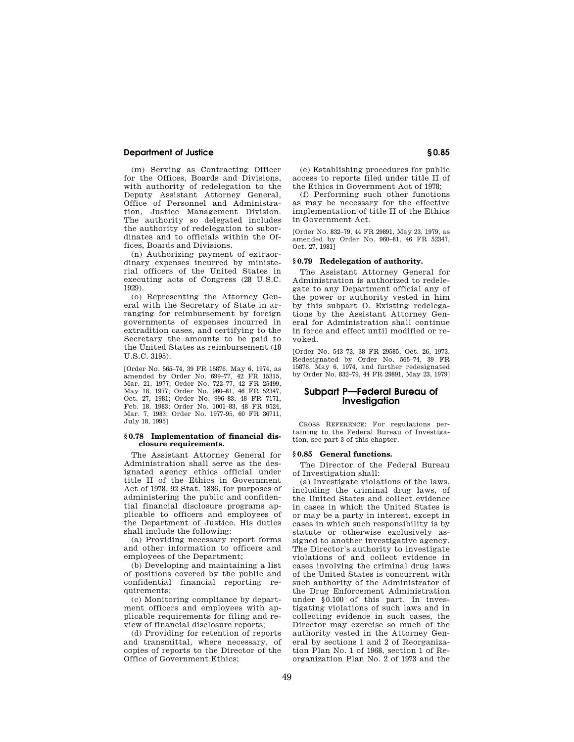(m) Serving as Contracting Officer for the Offices, Boards and Divisions, with authority of redelegation to the Deputy Assistant Attorney General, Office of Personnel and Administration, Justice Management Division. The authority so delegated includes the authority of redelegation to subordinates and to officials within the Offices, Boards and Divisions.

(n) Authorizing payment of extraordinary expenses incurred by ministerial officers of the United States in executing acts of Congress (28 U.S.C. 1929).

(o) Representing the Attorney General with the Secretary of State in arranging for reimbursement by foreign governments of expenses incurred in extradition cases, and certifying to the Secretary the amounts to be paid to the United States as reimbursement (18 U.S.C. 3195).

[Order No. 565–74, 39 FR 15876, May 6, 1974, as amended by Order No. 699–77, 42 FR 15315, Mar. 21, 1977; Order No. 722–77, 42 FR 25499, May 18, 1977; Order No. 960–81, 46 FR 52347, Oct. 27, 1981; Order No. 996–83, 48 FR 7171, Feb. 18, 1983; Order No. 1001–83, 48 FR 9524, Mar. 7, 1983; Order No. 1977-95, 60 FR 36711, July 18, 1995]

### § 0.78 Implementation of financial disclosure requirements.

The Assistant Attorney General for Administration shall serve as the designated agency ethics official under title II of the Ethics in Government Act of 1978, 92 Stat. 1836, for purposes of administering the public and confidential financial disclosure programs applicable to officers and employees of the Department of Justice. His duties shall include the following:

(a) Providing necessary report forms and other information to officers and employees of the Department;

(b) Developing and maintaining a list of positions covered by the public and confidential financial reporting requirements;

(c) Monitoring compliance by department officers and employees with applicable requirements for filing and review of financial disclosure reports;

(d) Providing for retention of reports and transmittal, where necessary, of copies of reports to the Director of the Office of Government Ethics;

(e) Establishing procedures for public access to reports filed under title II of the Ethics in Government Act of 1978;

(f) Performing such other functions as may be necessary for the effective implementation of title II of the Ethics in Government Act.

[Order No. 832–79, 44 FR 29891, May 23, 1979, as amended by Order No. 960–81, 46 FR 52347, Oct. 27, 1981]

### § 0.79 Redelegation of authority.

The Assistant Attorney General for Administration is authorized to redelegate to any Department official any of the power or authority vested in him by this subpart O. Existing redelegations by the Assistant Attorney General for Administration shall continue in force and effect until modified or revoked.

[Order No. 543–73, 38 FR 29585, Oct. 26, 1973. Redesignated by Order No. 565–74, 39 FR 15876, May 6, 1974, and further redesignated by Order No. 832–79, 44 FR 29891, May 23, 1979]

## Subpart P—Federal Bureau of Investigation

CROSS REFERENCE: For regulations pertaining to the Federal Bureau of Investigation, see part 3 of this chapter.

### § 0.85 General functions.

The Director of the Federal Bureau of Investigation shall:

(a) Investigate violations of the laws, including the criminal drug laws, of the United States and collect evidence in cases in which the United States is or may be a party in interest, except in cases in which such responsibility is by statute or otherwise exclusively assigned to another investigative agency. The Director's authority to investigate violations of and collect evidence in cases involving the criminal drug laws of the United States is concurrent with such authority of the Administrator of the Drug Enforcement Administration under § 0.100 of this part. In investigating violations of such laws and in collecting evidence in such cases, the Director may exercise so much of the authority vested in the Attorney General by sections 1 and 2 of Reorganization Plan No. 1 of 1968, section 1 of Reorganization Plan No. 2 of 1973 and the